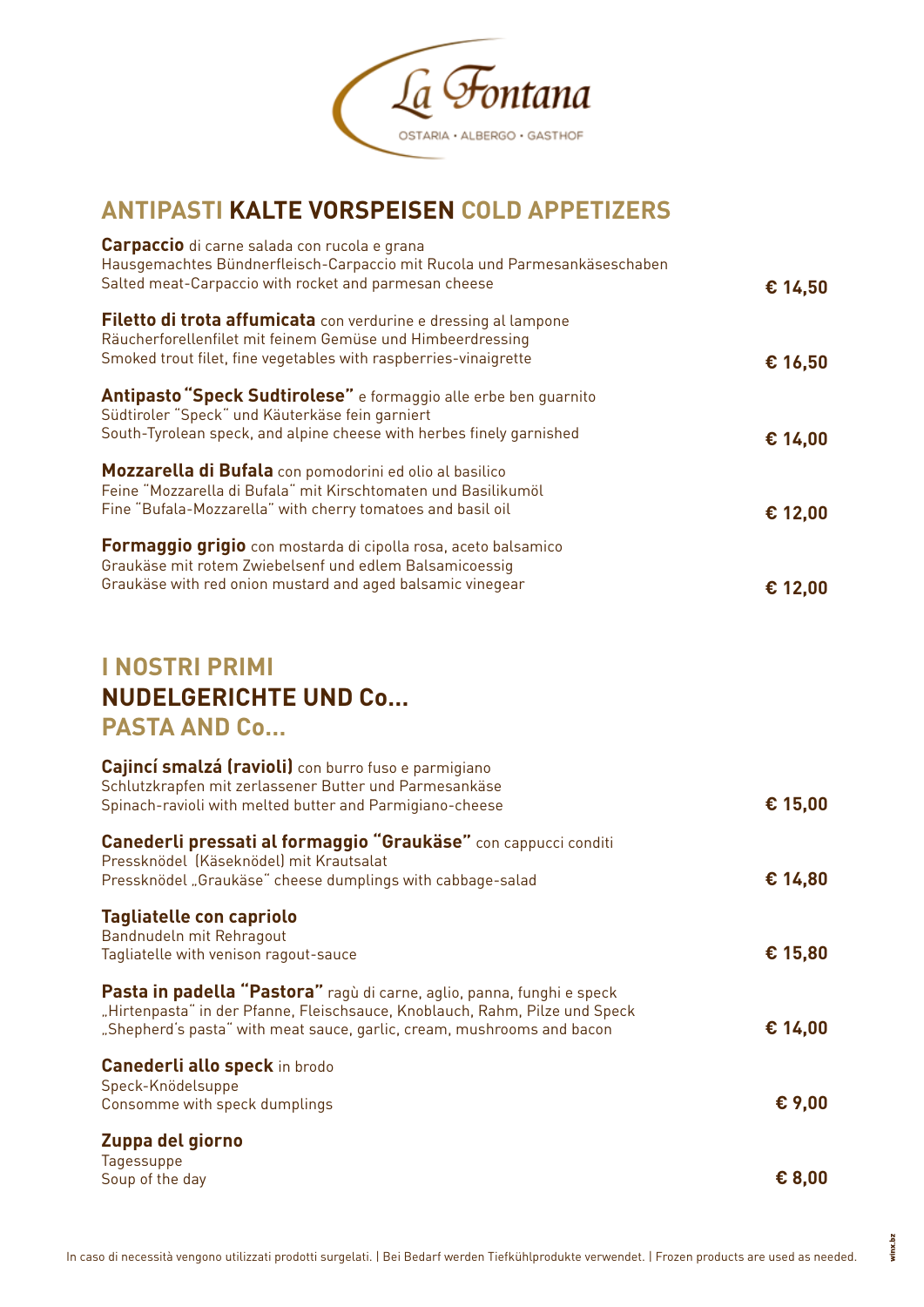La Fontana

OSTARIA • ALBERGO • GASTHOF

## ANTIPASTI **KALTE VORSPEISEN** COLD APPETIZERS

**Carpaccio** di carne salada con rucola e grana
Hausgemachtes Bündnerfleisch-Carpaccio mit Rucola und Parmesankäseschaben
Salted meat-Carpaccio with rocket and parmesan cheese
**€ 14,50**

**Filetto di trota affumicata** con verdurine e dressing al lampone
Räucherforellenfilet mit feinem Gemüse und Himbeerdressing
Smoked trout filet, fine vegetables with raspberries-vinaigrette
**€ 16,50**

**Antipasto "Speck Sudtirolese"** e formaggio alle erbe ben guarnito
Südtiroler "Speck" und Käuterkäse fein garniert
South-Tyrolean speck, and alpine cheese with herbes finely garnished
**€ 14,00**

**Mozzarella di Bufala** con pomodorini ed olio al basilico
Feine "Mozzarella di Bufala" mit Kirschtomaten und Basilikumöl
Fine "Bufala-Mozzarella" with cherry tomatoes and basil oil
**€ 12,00**

**Formaggio grigio** con mostarda di cipolla rosa, aceto balsamico
Graukäse mit rotem Zwiebelsenf und edlem Balsamicoessig
Graukäse with red onion mustard and aged balsamic vinegear
**€ 12,00**

## I NOSTRI PRIMI
## **NUDELGERICHTE UND Co...**
## PASTA AND Co...

**Cajincí smalzá (ravioli)** con burro fuso e parmigiano
Schlutzkrapfen mit zerlassener Butter und Parmesankäse
Spinach-ravioli with melted butter and Parmigiano-cheese
**€ 15,00**

**Canederli pressati al formaggio "Graukäse"** con cappucci conditi
Pressknödel (Käseknödel) mit Krautsalat
Pressknödel „Graukäse" cheese dumplings with cabbage-salad
**€ 14,80**

**Tagliatelle con capriolo**
Bandnudeln mit Rehragout
Tagliatelle with venison ragout-sauce
**€ 15,80**

**Pasta in padella "Pastora"** ragù di carne, aglio, panna, funghi e speck
„Hirtenpasta" in der Pfanne, Fleischsauce, Knoblauch, Rahm, Pilze und Speck
„Shepherd's pasta" with meat sauce, garlic, cream, mushrooms and bacon
**€ 14,00**

**Canederli allo speck** in brodo
Speck-Knödelsuppe
Consomme with speck dumplings
**€ 9,00**

**Zuppa del giorno**
Tagessuppe
Soup of the day
**€ 8,00**

In caso di necessità vengono utilizzati prodotti surgelati. | Bei Bedarf werden Tiefkühlprodukte verwendet. | Frozen products are used as needed.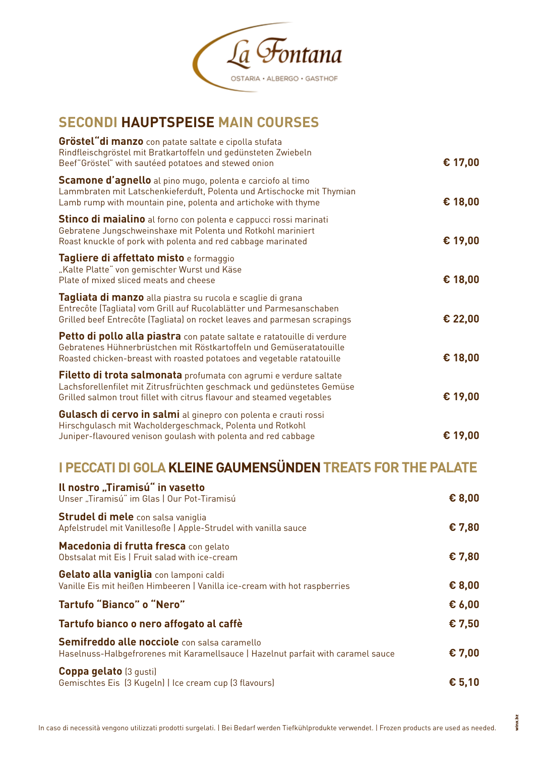La Fontana

OSTARIA • ALBERGO • GASTHOF

## SECONDI **HAUPTSPEISE** MAIN COURSES

**Gröstel"di manzo** con patate saltate e cipolla stufata
Rindfleischgröstel mit Bratkartoffeln und gedünsteten Zwiebeln
Beef"Gröstel" with sautéed potatoes and stewed onion
**€ 17,00**

**Scamone d'agnello** al pino mugo, polenta e carciofo al timo
Lammbraten mit Latschenkieferduft, Polenta und Artischocke mit Thymian
Lamb rump with mountain pine, polenta and artichoke with thyme
**€ 18,00**

**Stinco di maialino** al forno con polenta e cappucci rossi marinati
Gebratene Jungschweinshaxe mit Polenta und Rotkohl mariniert
Roast knuckle of pork with polenta and red cabbage marinated
**€ 19,00**

**Tagliere di affettato misto** e formaggio
„Kalte Platte" von gemischter Wurst und Käse
Plate of mixed sliced meats and cheese
**€ 18,00**

**Tagliata di manzo** alla piastra su rucola e scaglie di grana
Entrecôte (Tagliata) vom Grill auf Rucolablätter und Parmesanschaben
Grilled beef Entrecôte (Tagliata) on rocket leaves and parmesan scrapings
**€ 22,00**

**Petto di pollo alla piastra** con patate saltate e ratatouille di verdure
Gebratenes Hühnerbrüstchen mit Röstkartoffeln und Gemüseratatouille
Roasted chicken-breast with roasted potatoes and vegetable ratatouille
**€ 18,00**

**Filetto di trota salmonata** profumata con agrumi e verdure saltate
Lachsforellenfilet mit Zitrusfrüchten geschmack und gedünstetes Gemüse
Grilled salmon trout fillet with citrus flavour and steamed vegetables
**€ 19,00**

**Gulasch di cervo in salmi** al ginepro con polenta e crauti rossi
Hirschgulasch mit Wacholdergeschmack, Polenta und Rotkohl
Juniper-flavoured venison goulash with polenta and red cabbage
**€ 19,00**

## I PECCATI DI GOLA **KLEINE GAUMENSÜNDEN** TREATS FOR THE PALATE

**Il nostro „Tiramisú" in vasetto**
Unser „Tiramisú" im Glas | Our Pot-Tiramisú
**€ 8,00**

**Strudel di mele** con salsa vaniglia
Apfelstrudel mit Vanillesoße | Apple-Strudel with vanilla sauce
**€ 7,80**

**Macedonia di frutta fresca** con gelato
Obstsalat mit Eis | Fruit salad with ice-cream
**€ 7,80**

**Gelato alla vaniglia** con lamponi caldi
Vanille Eis mit heißen Himbeeren | Vanilla ice-cream with hot raspberries
**€ 8,00**

**Tartufo "Bianco" o "Nero"**
**€ 6,00**

**Tartufo bianco o nero affogato al caffè**
**€ 7,50**

**Semifreddo alle nocciole** con salsa caramello
Haselnuss-Halbgefrorenes mit Karamellsauce | Hazelnut parfait with caramel sauce
**€ 7,00**

**Coppa gelato** (3 gusti)
Gemischtes Eis (3 Kugeln) | Ice cream cup (3 flavours)
**€ 5,10**

In caso di necessità vengono utilizzati prodotti surgelati. | Bei Bedarf werden Tiefkühlprodukte verwendet. | Frozen products are used as needed.

winx.bz